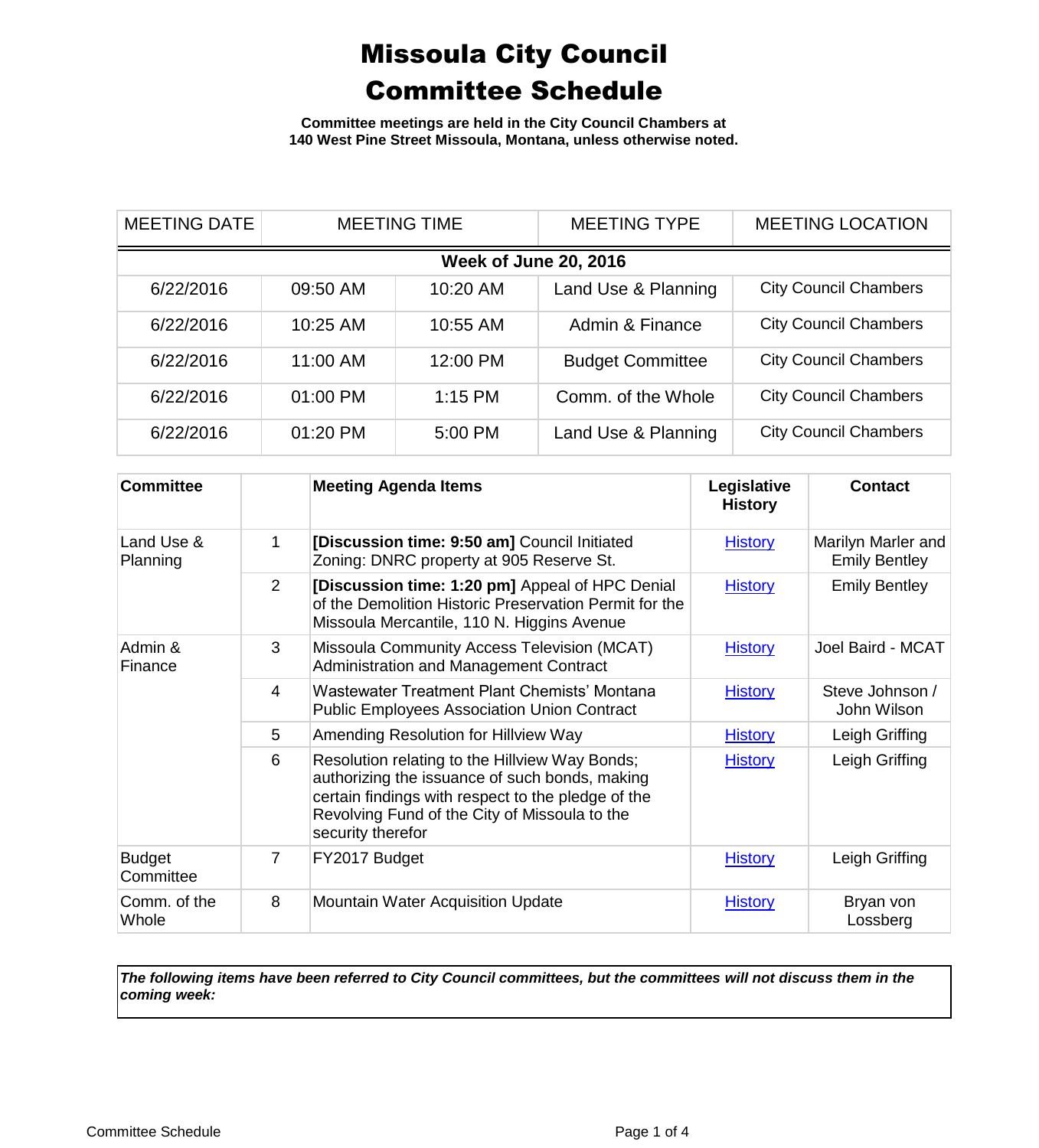# Missoula City Council Committee Schedule

**Committee meetings are held in the City Council Chambers at 140 West Pine Street Missoula, Montana, unless otherwise noted.**

| MEETING DATE | MEETING TIME | | MEETING TYPE | MEETING LOCATION |
|---|---|---|---|---|
| **Week of June 20, 2016** | | | | |
| 6/22/2016 | 09:50 AM | 10:20 AM | Land Use & Planning | City Council Chambers |
| 6/22/2016 | 10:25 AM | 10:55 AM | Admin & Finance | City Council Chambers |
| 6/22/2016 | 11:00 AM | 12:00 PM | Budget Committee | City Council Chambers |
| 6/22/2016 | 01:00 PM | 1:15 PM | Comm. of the Whole | City Council Chambers |
| 6/22/2016 | 01:20 PM | 5:00 PM | Land Use & Planning | City Council Chambers |

| Committee | | Meeting Agenda Items | Legislative History | Contact |
|---|---|---|---|---|
| Land Use & Planning | 1 | **[Discussion time: 9:50 am]** Council Initiated Zoning: DNRC property at 905 Reserve St. | History | Marilyn Marler and Emily Bentley |
| | 2 | **[Discussion time: 1:20 pm]** Appeal of HPC Denial of the Demolition Historic Preservation Permit for the Missoula Mercantile, 110 N. Higgins Avenue | History | Emily Bentley |
| Admin & Finance | 3 | Missoula Community Access Television (MCAT) Administration and Management Contract | History | Joel Baird - MCAT |
| | 4 | Wastewater Treatment Plant Chemists' Montana Public Employees Association Union Contract | History | Steve Johnson / John Wilson |
| | 5 | Amending Resolution for Hillview Way | History | Leigh Griffing |
| | 6 | Resolution relating to the Hillview Way Bonds; authorizing the issuance of such bonds, making certain findings with respect to the pledge of the Revolving Fund of the City of Missoula to the security therefor | History | Leigh Griffing |
| Budget Committee | 7 | FY2017 Budget | History | Leigh Griffing |
| Comm. of the Whole | 8 | Mountain Water Acquisition Update | History | Bryan von Lossberg |

***The following items have been referred to City Council committees, but the committees will not discuss them in the coming week:***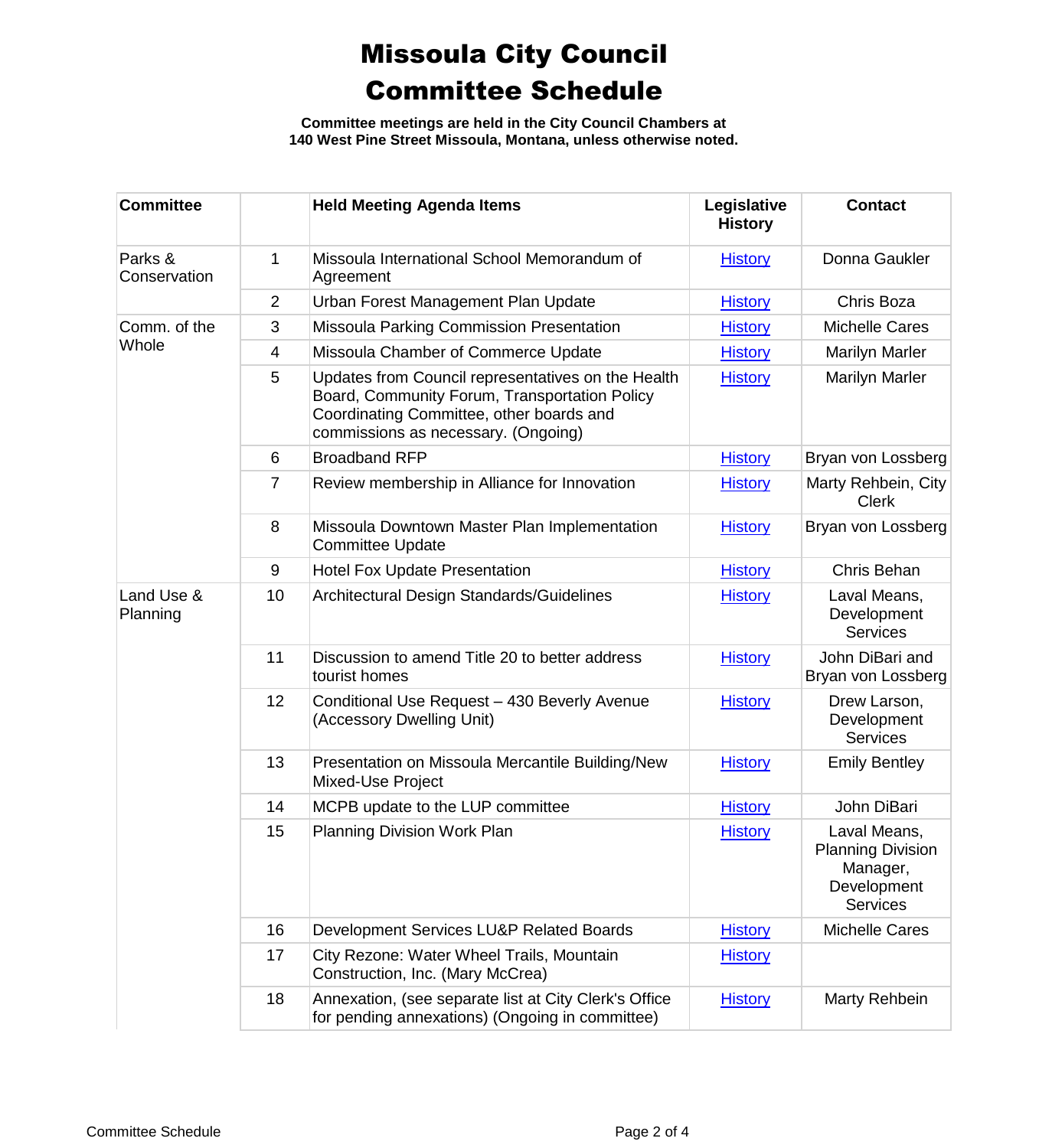# Missoula City Council Committee Schedule

**Committee meetings are held in the City Council Chambers at 140 West Pine Street Missoula, Montana, unless otherwise noted.**

| Committee | | Held Meeting Agenda Items | Legislative History | Contact |
|---|---|---|---|---|
| Parks & Conservation | 1 | Missoula International School Memorandum of Agreement | History | Donna Gaukler |
| | 2 | Urban Forest Management Plan Update | History | Chris Boza |
| Comm. of the Whole | 3 | Missoula Parking Commission Presentation | History | Michelle Cares |
| | 4 | Missoula Chamber of Commerce Update | History | Marilyn Marler |
| | 5 | Updates from Council representatives on the Health Board, Community Forum, Transportation Policy Coordinating Committee, other boards and commissions as necessary. (Ongoing) | History | Marilyn Marler |
| | 6 | Broadband RFP | History | Bryan von Lossberg |
| | 7 | Review membership in Alliance for Innovation | History | Marty Rehbein, City Clerk |
| | 8 | Missoula Downtown Master Plan Implementation Committee Update | History | Bryan von Lossberg |
| | 9 | Hotel Fox Update Presentation | History | Chris Behan |
| Land Use & Planning | 10 | Architectural Design Standards/Guidelines | History | Laval Means, Development Services |
| | 11 | Discussion to amend Title 20 to better address tourist homes | History | John DiBari and Bryan von Lossberg |
| | 12 | Conditional Use Request – 430 Beverly Avenue (Accessory Dwelling Unit) | History | Drew Larson, Development Services |
| | 13 | Presentation on Missoula Mercantile Building/New Mixed-Use Project | History | Emily Bentley |
| | 14 | MCPB update to the LUP committee | History | John DiBari |
| | 15 | Planning Division Work Plan | History | Laval Means, Planning Division Manager, Development Services |
| | 16 | Development Services LU&P Related Boards | History | Michelle Cares |
| | 17 | City Rezone: Water Wheel Trails, Mountain Construction, Inc. (Mary McCrea) | History | |
| | 18 | Annexation, (see separate list at City Clerk's Office for pending annexations) (Ongoing in committee) | History | Marty Rehbein |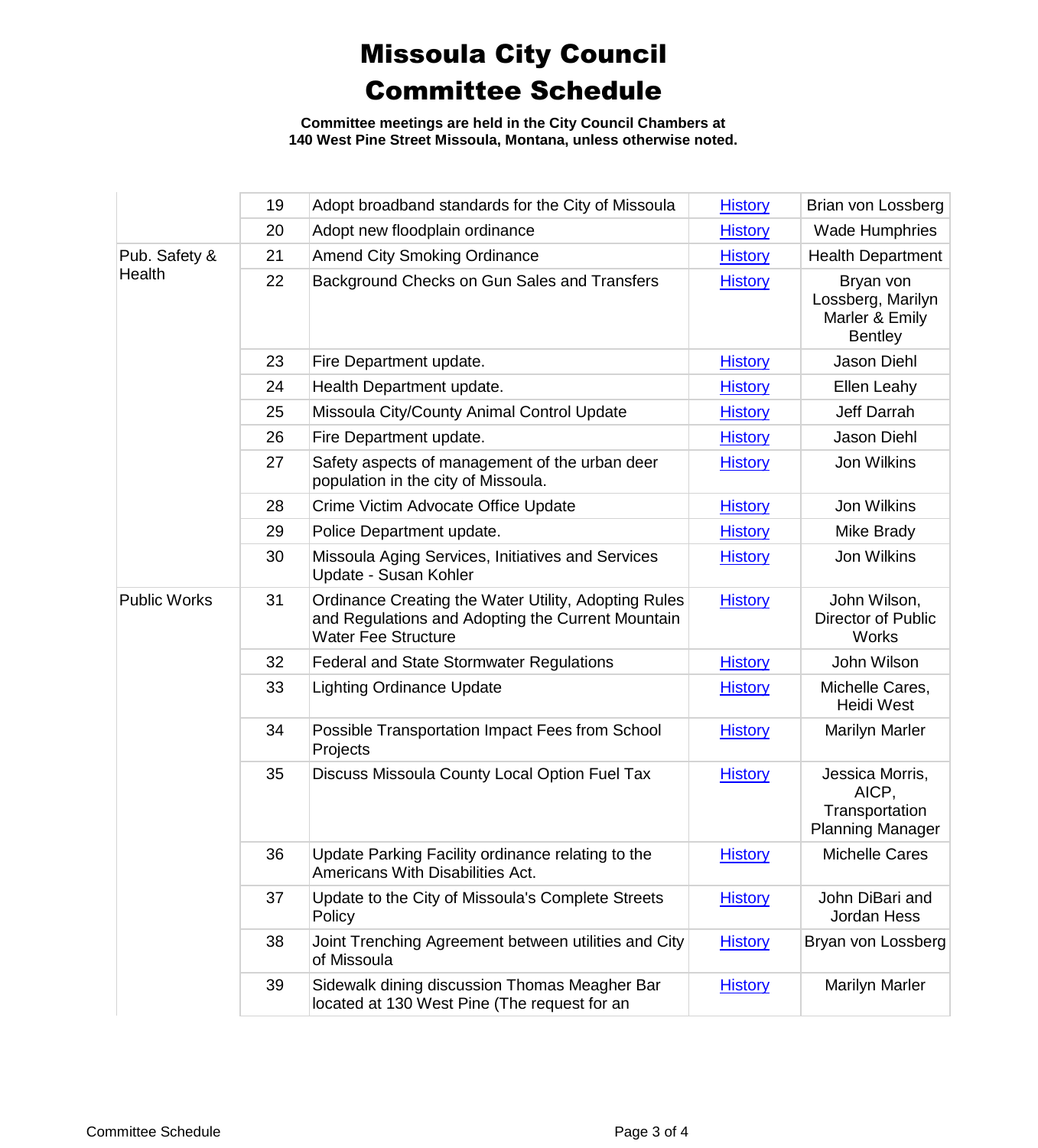# Missoula City Council Committee Schedule

**Committee meetings are held in the City Council Chambers at 140 West Pine Street Missoula, Montana, unless otherwise noted.**

| | | | | |
|---|---|---|---|---|
| | 19 | Adopt broadband standards for the City of Missoula | History | Brian von Lossberg |
| | 20 | Adopt new floodplain ordinance | History | Wade Humphries |
| Pub. Safety & Health | 21 | Amend City Smoking Ordinance | History | Health Department |
| | 22 | Background Checks on Gun Sales and Transfers | History | Bryan von Lossberg, Marilyn Marler & Emily Bentley |
| | 23 | Fire Department update. | History | Jason Diehl |
| | 24 | Health Department update. | History | Ellen Leahy |
| | 25 | Missoula City/County Animal Control Update | History | Jeff Darrah |
| | 26 | Fire Department update. | History | Jason Diehl |
| | 27 | Safety aspects of management of the urban deer population in the city of Missoula. | History | Jon Wilkins |
| | 28 | Crime Victim Advocate Office Update | History | Jon Wilkins |
| | 29 | Police Department update. | History | Mike Brady |
| | 30 | Missoula Aging Services, Initiatives and Services Update - Susan Kohler | History | Jon Wilkins |
| Public Works | 31 | Ordinance Creating the Water Utility, Adopting Rules and Regulations and Adopting the Current Mountain Water Fee Structure | History | John Wilson, Director of Public Works |
| | 32 | Federal and State Stormwater Regulations | History | John Wilson |
| | 33 | Lighting Ordinance Update | History | Michelle Cares, Heidi West |
| | 34 | Possible Transportation Impact Fees from School Projects | History | Marilyn Marler |
| | 35 | Discuss Missoula County Local Option Fuel Tax | History | Jessica Morris, AICP, Transportation Planning Manager |
| | 36 | Update Parking Facility ordinance relating to the Americans With Disabilities Act. | History | Michelle Cares |
| | 37 | Update to the City of Missoula's Complete Streets Policy | History | John DiBari and Jordan Hess |
| | 38 | Joint Trenching Agreement between utilities and City of Missoula | History | Bryan von Lossberg |
| | 39 | Sidewalk dining discussion Thomas Meagher Bar located at 130 West Pine (The request for an | History | Marilyn Marler |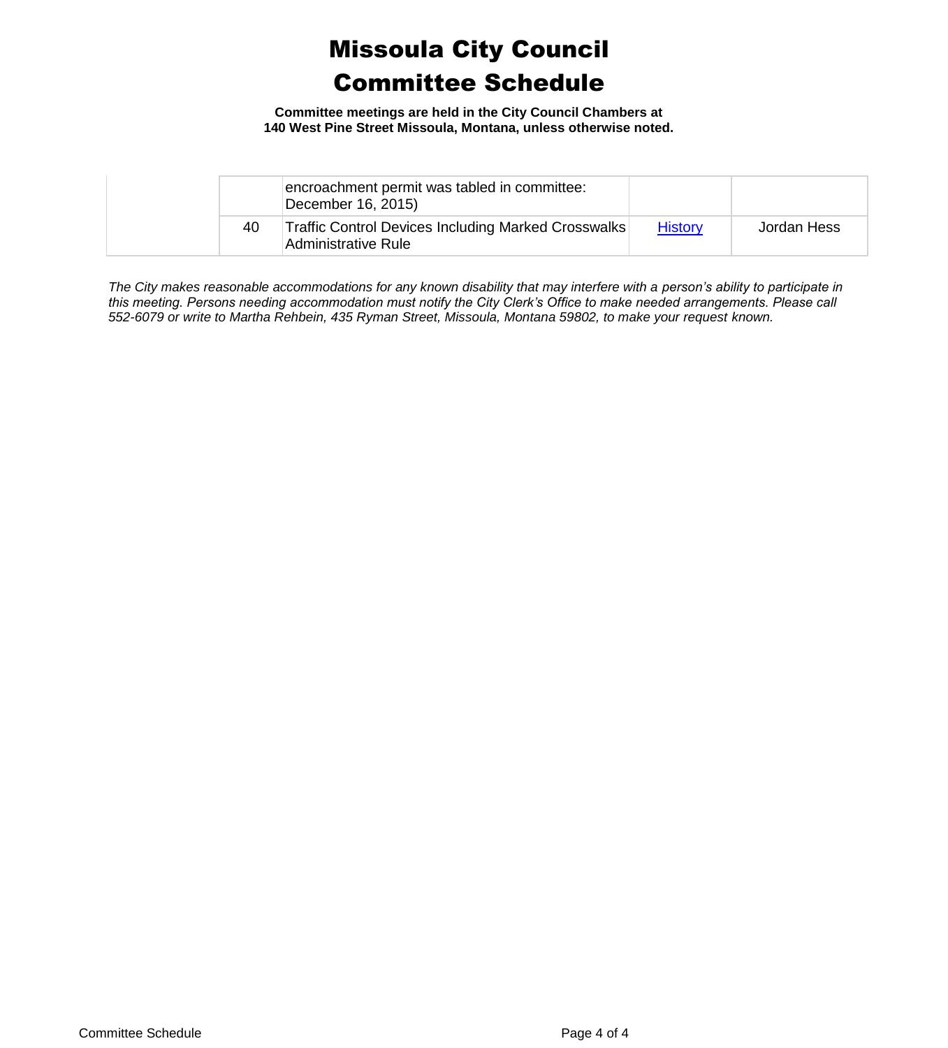# Missoula City Council
# Committee Schedule

**Committee meetings are held in the City Council Chambers at 140 West Pine Street Missoula, Montana, unless otherwise noted.**

| | | | | |
|---|---|---|---|---|
| | | encroachment permit was tabled in committee: December 16, 2015) | | |
| | 40 | Traffic Control Devices Including Marked Crosswalks Administrative Rule | History | Jordan Hess |

*The City makes reasonable accommodations for any known disability that may interfere with a person's ability to participate in this meeting. Persons needing accommodation must notify the City Clerk's Office to make needed arrangements. Please call 552-6079 or write to Martha Rehbein, 435 Ryman Street, Missoula, Montana 59802, to make your request known.*